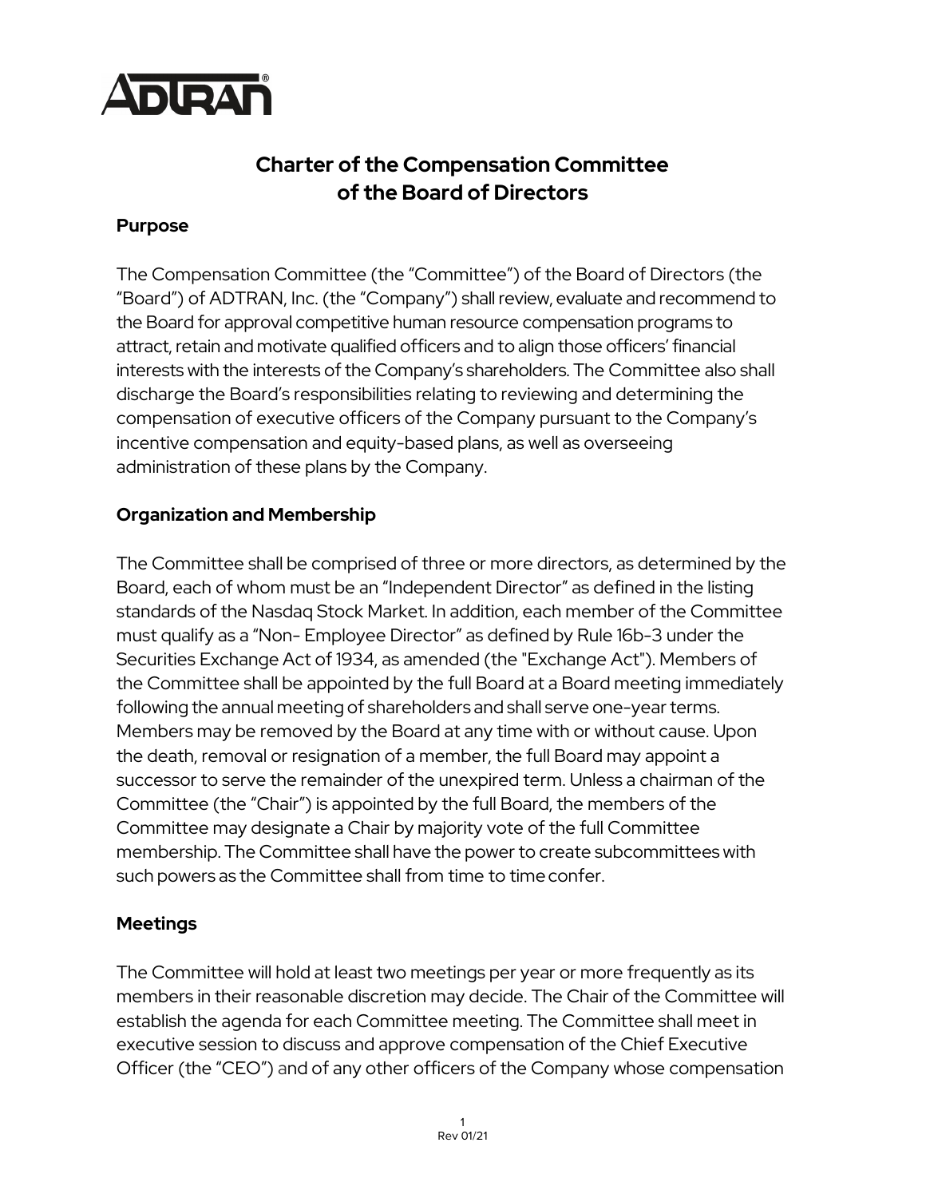# Charter of the Compensation Committee of the Board of Directors

## Purpose

The Compensation Committee (the "Committee") of the Board of Directors (the "Board") of ADTRAN, Inc. (the "Company") shall review, evaluate and recommend to the Board for approval competitive human resource compensation programs to attract, retain and motivate qualified officers and to align those officers' financial interests with the interests of the Company's shareholders. The Committee also shall discharge the Board's responsibilities relating to reviewing and determining the compensation of executive officers of the Company pursuant to the Company's incentive compensation and equity-based plans, as well as overseeing administration of these plans by the Company.

## Organization and Membership

The Committee shall be comprised of three or more directors, as determined by the Board, each of whom must be an "Independent Director" as defined in the listing standards of the Nasdaq Stock Market. In addition, each member of the Committee must qualify as a "Non- Employee Director" as defined by Rule 16b-3 under the Securities Exchange Act of 1934, as amended (the "Exchange Act"). Members of the Committee shall be appointed by the full Board at a Board meeting immediately following the annual meeting of shareholders and shall serve one-year terms. Members may be removed by the Board at any time with or without cause. Upon the death, removal or resignation of a member, the full Board may appoint a successor to serve the remainder of the unexpired term. Unless a chairman of the Committee (the "Chair") is appointed by the full Board, the members of the Committee may designate a Chair by majority vote of the full Committee membership. The Committee shall have the power to create subcommittees with such powers as the Committee shall from time to time confer.

## Meetings

The Committee will hold at least two meetings per year or more frequently as its members in their reasonable discretion may decide. The Chair of the Committee will establish the agenda for each Committee meeting. The Committee shall meet in executive session to discuss and approve compensation of the Chief Executive Officer (the "CEO") and of any other officers of the Company whose compensation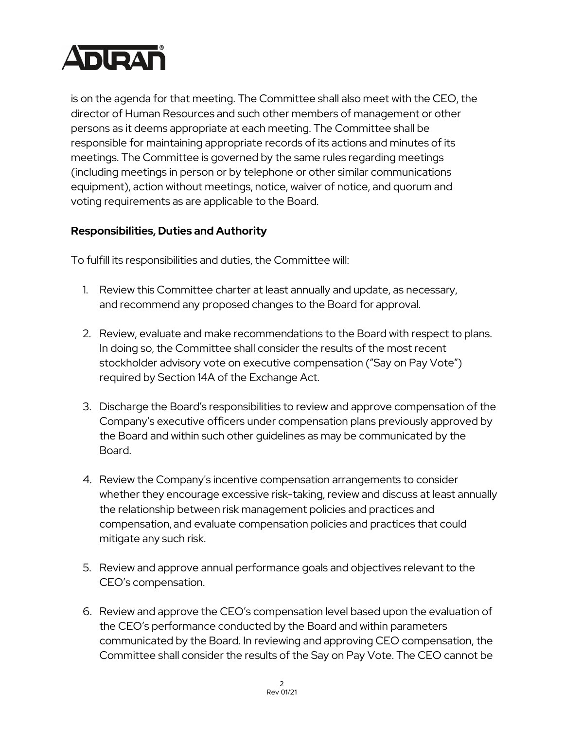is on the agenda for that meeting. The Committee shall also meet with the CEO, the director of Human Resources and such other members of management or other persons as it deems appropriate at each meeting. The Committee shall be responsible for maintaining appropriate records of its actions and minutes of its meetings. The Committee is governed by the same rules regarding meetings (including meetings in person or by telephone or other similar communications equipment), action without meetings, notice, waiver of notice, and quorum and voting requirements as are applicable to the Board.

**Responsibilities, Duties and Authority**

To fulfill its responsibilities and duties, the Committee will:

1. Review this Committee charter at least annually and update, as necessary, and recommend any proposed changes to the Board for approval.

2. Review, evaluate and make recommendations to the Board with respect to plans. In doing so, the Committee shall consider the results of the most recent stockholder advisory vote on executive compensation ("Say on Pay Vote") required by Section 14A of the Exchange Act.

3. Discharge the Board's responsibilities to review and approve compensation of the Company's executive officers under compensation plans previously approved by the Board and within such other guidelines as may be communicated by the Board.

4. Review the Company's incentive compensation arrangements to consider whether they encourage excessive risk-taking, review and discuss at least annually the relationship between risk management policies and practices and compensation, and evaluate compensation policies and practices that could mitigate any such risk.

5. Review and approve annual performance goals and objectives relevant to the CEO's compensation.

6. Review and approve the CEO's compensation level based upon the evaluation of the CEO's performance conducted by the Board and within parameters communicated by the Board. In reviewing and approving CEO compensation, the Committee shall consider the results of the Say on Pay Vote. The CEO cannot be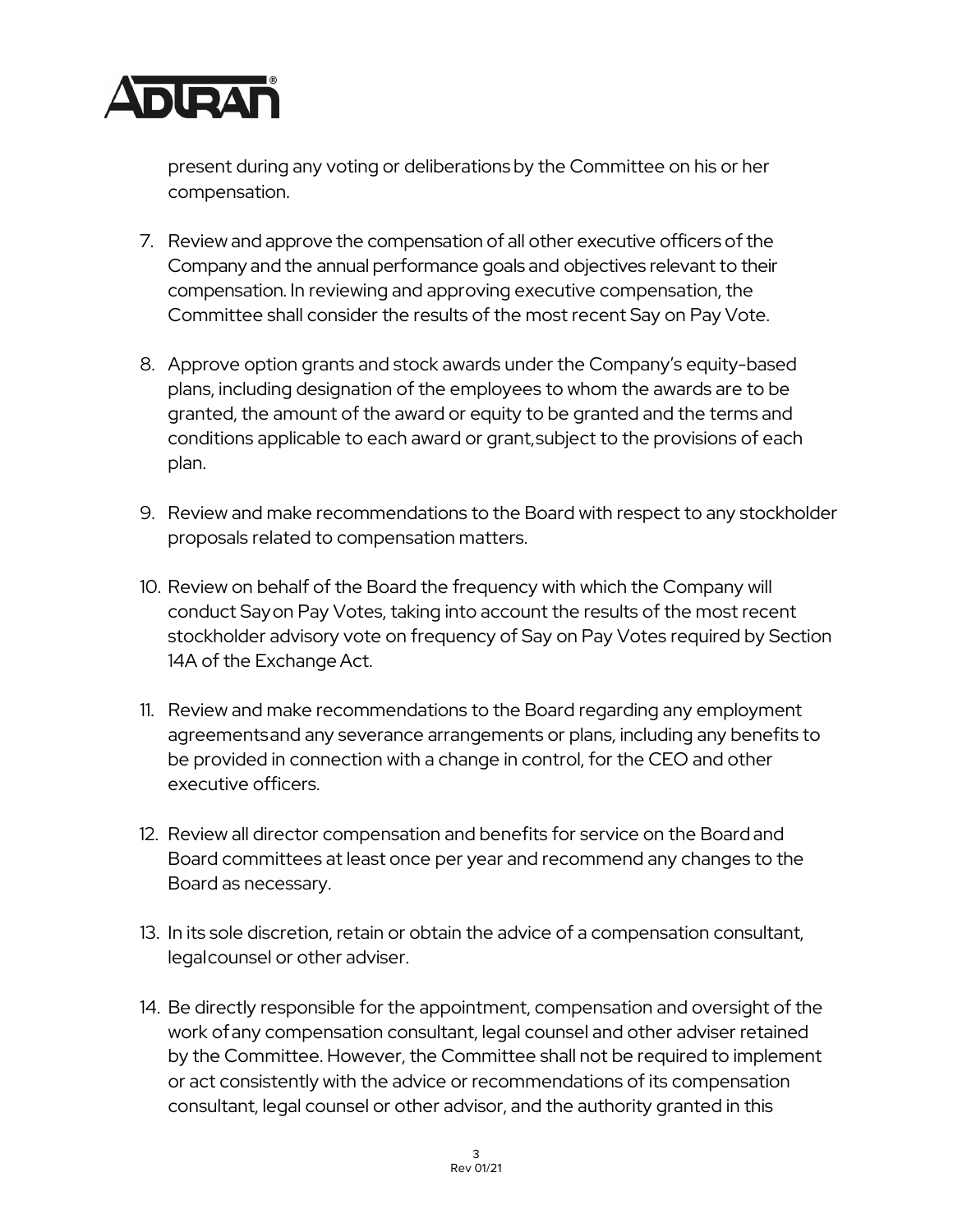present during any voting or deliberations by the Committee on his or her compensation.

7. Review and approve the compensation of all other executive officers of the Company and the annual performance goals and objectives relevant to their compensation. In reviewing and approving executive compensation, the Committee shall consider the results of the most recent Say on Pay Vote.

8. Approve option grants and stock awards under the Company's equity-based plans, including designation of the employees to whom the awards are to be granted, the amount of the award or equity to be granted and the terms and conditions applicable to each award or grant, subject to the provisions of each plan.

9. Review and make recommendations to the Board with respect to any stockholder proposals related to compensation matters.

10. Review on behalf of the Board the frequency with which the Company will conduct Say on Pay Votes, taking into account the results of the most recent stockholder advisory vote on frequency of Say on Pay Votes required by Section 14A of the Exchange Act.

11. Review and make recommendations to the Board regarding any employment agreements and any severance arrangements or plans, including any benefits to be provided in connection with a change in control, for the CEO and other executive officers.

12. Review all director compensation and benefits for service on the Board and Board committees at least once per year and recommend any changes to the Board as necessary.

13. In its sole discretion, retain or obtain the advice of a compensation consultant, legal counsel or other adviser.

14. Be directly responsible for the appointment, compensation and oversight of the work of any compensation consultant, legal counsel and other adviser retained by the Committee. However, the Committee shall not be required to implement or act consistently with the advice or recommendations of its compensation consultant, legal counsel or other advisor, and the authority granted in this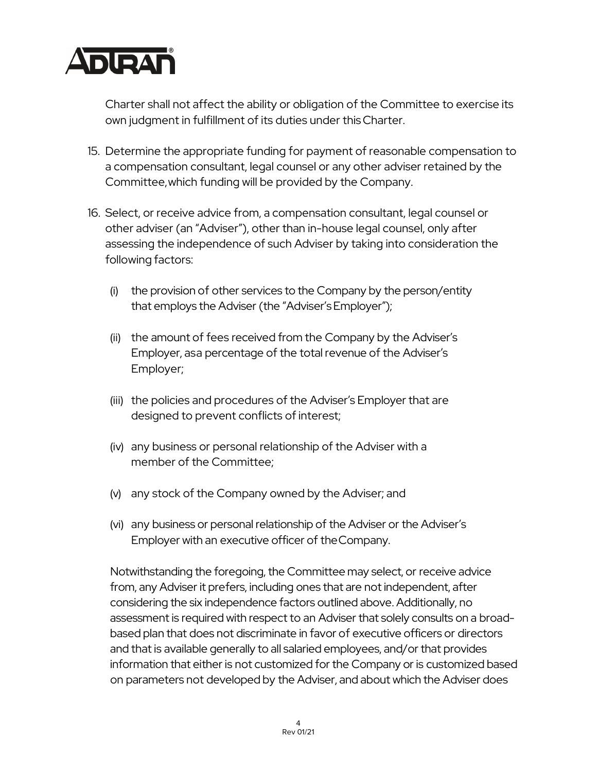Charter shall not affect the ability or obligation of the Committee to exercise its own judgment in fulfillment of its duties under this Charter.

15. Determine the appropriate funding for payment of reasonable compensation to a compensation consultant, legal counsel or any other adviser retained by the Committee, which funding will be provided by the Company.

16. Select, or receive advice from, a compensation consultant, legal counsel or other adviser (an "Adviser"), other than in-house legal counsel, only after assessing the independence of such Adviser by taking into consideration the following factors:

    (i) the provision of other services to the Company by the person/entity that employs the Adviser (the "Adviser's Employer");

    (ii) the amount of fees received from the Company by the Adviser's Employer, asa percentage of the total revenue of the Adviser's Employer;

    (iii) the policies and procedures of the Adviser's Employer that are designed to prevent conflicts of interest;

    (iv) any business or personal relationship of the Adviser with a member of the Committee;

    (v) any stock of the Company owned by the Adviser; and

    (vi) any business or personal relationship of the Adviser or the Adviser's Employer with an executive officer of the Company.

    Notwithstanding the foregoing, the Committee may select, or receive advice from, any Adviser it prefers, including ones that are not independent, after considering the six independence factors outlined above. Additionally, no assessment is required with respect to an Adviser that solely consults on a broad-based plan that does not discriminate in favor of executive officers or directors and that is available generally to all salaried employees, and/or that provides information that either is not customized for the Company or is customized based on parameters not developed by the Adviser, and about which the Adviser does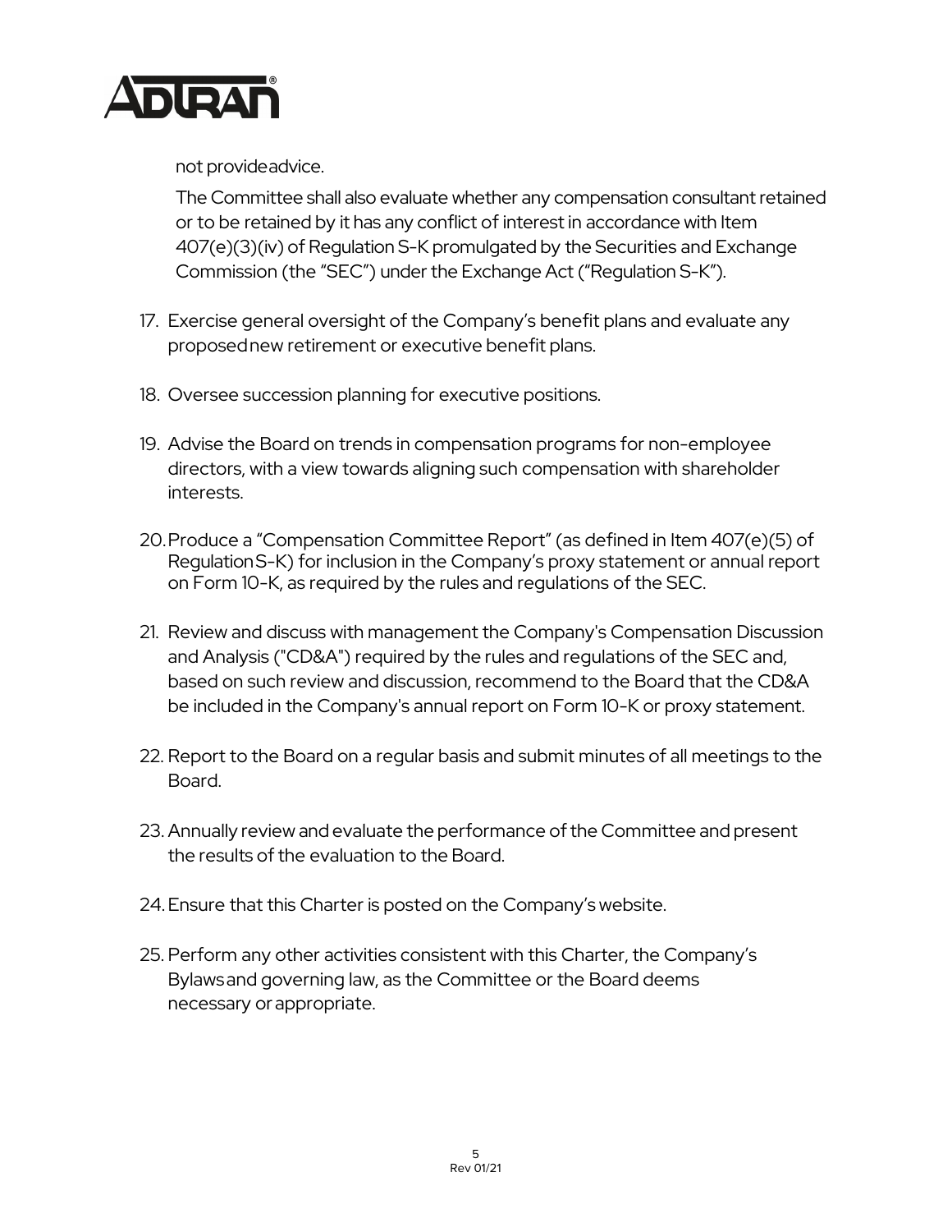not provide advice.

The Committee shall also evaluate whether any compensation consultant retained or to be retained by it has any conflict of interest in accordance with Item 407(e)(3)(iv) of Regulation S-K promulgated by the Securities and Exchange Commission (the "SEC") under the Exchange Act ("Regulation S-K").

17. Exercise general oversight of the Company's benefit plans and evaluate any proposed new retirement or executive benefit plans.

18. Oversee succession planning for executive positions.

19. Advise the Board on trends in compensation programs for non-employee directors, with a view towards aligning such compensation with shareholder interests.

20. Produce a "Compensation Committee Report" (as defined in Item 407(e)(5) of Regulation S-K) for inclusion in the Company's proxy statement or annual report on Form 10-K, as required by the rules and regulations of the SEC.

21. Review and discuss with management the Company's Compensation Discussion and Analysis ("CD&A") required by the rules and regulations of the SEC and, based on such review and discussion, recommend to the Board that the CD&A be included in the Company's annual report on Form 10-K or proxy statement.

22. Report to the Board on a regular basis and submit minutes of all meetings to the Board.

23. Annually review and evaluate the performance of the Committee and present the results of the evaluation to the Board.

24. Ensure that this Charter is posted on the Company's website.

25. Perform any other activities consistent with this Charter, the Company's Bylaws and governing law, as the Committee or the Board deems necessary or appropriate.